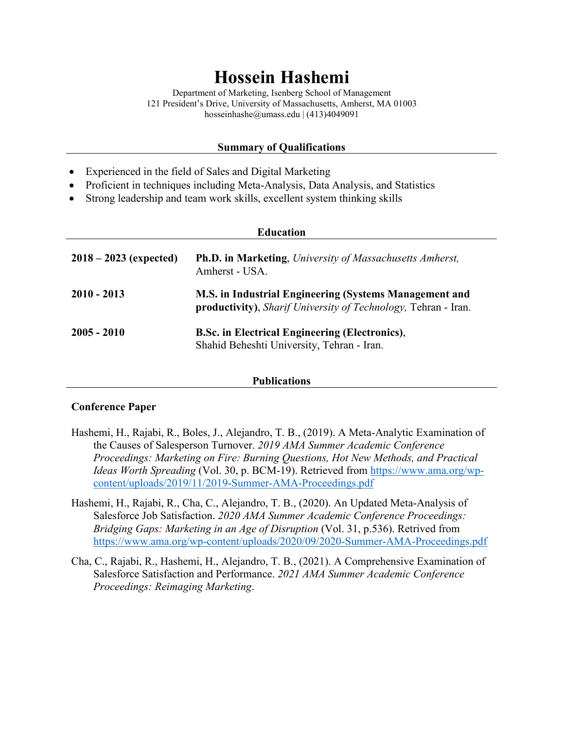# Hossein Hashemi

Department of Marketing, Isenberg School of Management
121 President's Drive, University of Massachusetts, Amherst, MA 01003
hosseinhashe@umass.edu | (413)4049091

## Summary of Qualifications

- Experienced in the field of Sales and Digital Marketing
- Proficient in techniques including Meta-Analysis, Data Analysis, and Statistics
- Strong leadership and team work skills, excellent system thinking skills

## Education

| | |
|---|---|
| **2018 – 2023 (expected)** | **Ph.D. in Marketing**, *University of Massachusetts Amherst,* Amherst - USA. |
| **2010 - 2013** | **M.S. in Industrial Engineering (Systems Management and productivity)**, *Sharif University of Technology,* Tehran - Iran. |
| **2005 - 2010** | **B.Sc. in Electrical Engineering (Electronics)**, Shahid Beheshti University, Tehran - Iran. |

## Publications

### Conference Paper

Hashemi, H., Rajabi, R., Boles, J., Alejandro, T. B., (2019). A Meta-Analytic Examination of the Causes of Salesperson Turnover. *2019 AMA Summer Academic Conference Proceedings: Marketing on Fire: Burning Questions, Hot New Methods, and Practical Ideas Worth Spreading* (Vol. 30, p. BCM-19). Retrieved from https://www.ama.org/wp-content/uploads/2019/11/2019-Summer-AMA-Proceedings.pdf

Hashemi, H., Rajabi, R., Cha, C., Alejandro, T. B., (2020). An Updated Meta-Analysis of Salesforce Job Satisfaction. *2020 AMA Summer Academic Conference Proceedings: Bridging Gaps: Marketing in an Age of Disruption* (Vol. 31, p.536). Retrived from https://www.ama.org/wp-content/uploads/2020/09/2020-Summer-AMA-Proceedings.pdf

Cha, C., Rajabi, R., Hashemi, H., Alejandro, T. B., (2021). A Comprehensive Examination of Salesforce Satisfaction and Performance. *2021 AMA Summer Academic Conference Proceedings: Reimaging Marketing*.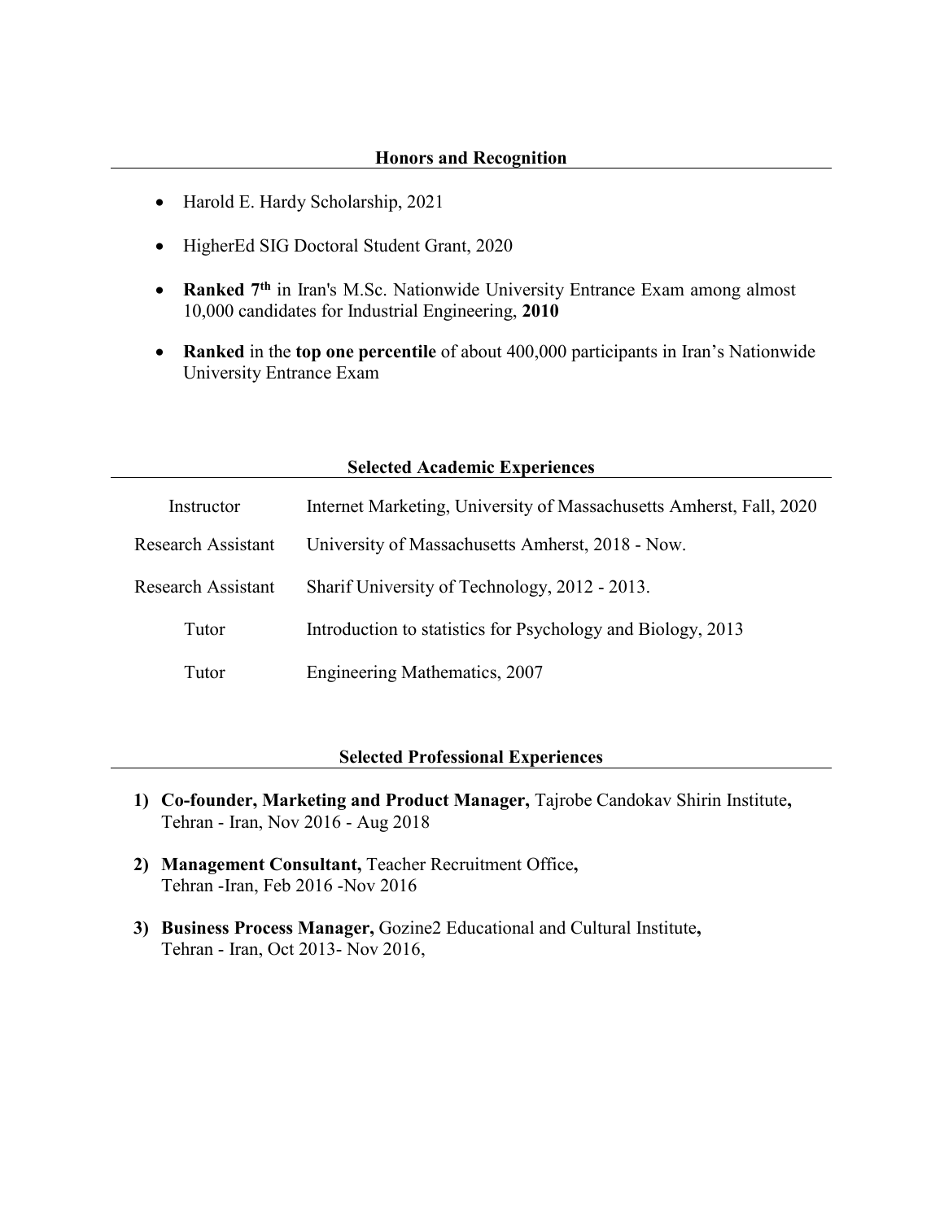## Honors and Recognition

- Harold E. Hardy Scholarship, 2021
- HigherEd SIG Doctoral Student Grant, 2020
- **Ranked 7th** in Iran's M.Sc. Nationwide University Entrance Exam among almost 10,000 candidates for Industrial Engineering, **2010**
- **Ranked** in the **top one percentile** of about 400,000 participants in Iran's Nationwide University Entrance Exam

## Selected Academic Experiences

| | |
|---|---|
| Instructor | Internet Marketing, University of Massachusetts Amherst, Fall, 2020 |
| Research Assistant | University of Massachusetts Amherst, 2018 - Now. |
| Research Assistant | Sharif University of Technology, 2012 - 2013. |
| Tutor | Introduction to statistics for Psychology and Biology, 2013 |
| Tutor | Engineering Mathematics, 2007 |

## Selected Professional Experiences

1) **Co-founder, Marketing and Product Manager,** Tajrobe Candokav Shirin Institute**,** Tehran - Iran, Nov 2016 - Aug 2018
2) **Management Consultant,** Teacher Recruitment Office**,** Tehran -Iran, Feb 2016 -Nov 2016
3) **Business Process Manager,** Gozine2 Educational and Cultural Institute**,** Tehran - Iran, Oct 2013- Nov 2016,